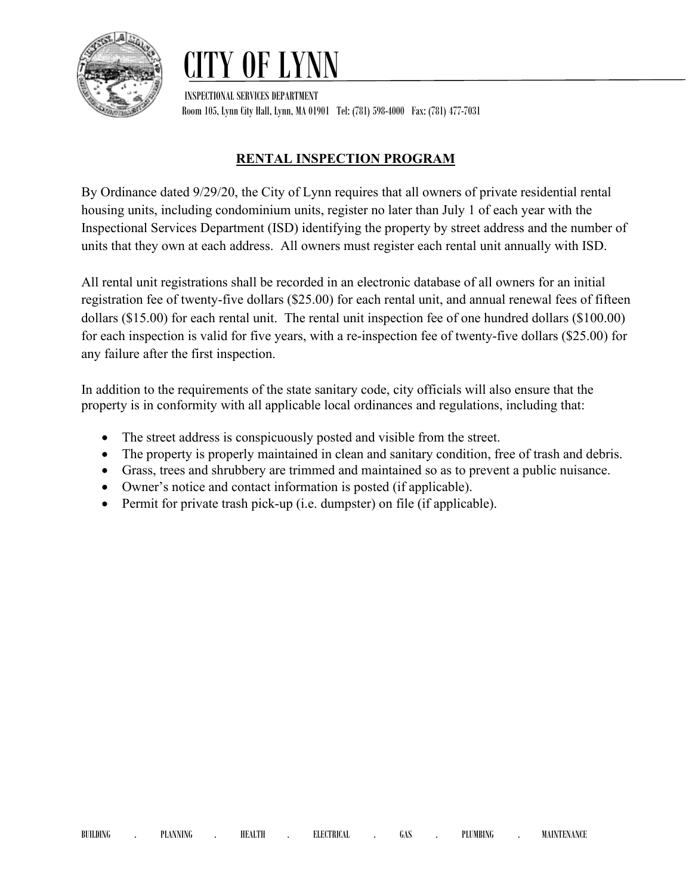# CITY OF LYNN

INSPECTIONAL SERVICES DEPARTMENT

Room 105, Lynn City Hall, Lynn, MA 01901 Tel: (781) 598-4000 Fax: (781) 477-7031

## RENTAL INSPECTION PROGRAM

By Ordinance dated 9/29/20, the City of Lynn requires that all owners of private residential rental housing units, including condominium units, register no later than July 1 of each year with the Inspectional Services Department (ISD) identifying the property by street address and the number of units that they own at each address. All owners must register each rental unit annually with ISD.

All rental unit registrations shall be recorded in an electronic database of all owners for an initial registration fee of twenty-five dollars ($25.00) for each rental unit, and annual renewal fees of fifteen dollars ($15.00) for each rental unit. The rental unit inspection fee of one hundred dollars ($100.00) for each inspection is valid for five years, with a re-inspection fee of twenty-five dollars ($25.00) for any failure after the first inspection.

In addition to the requirements of the state sanitary code, city officials will also ensure that the property is in conformity with all applicable local ordinances and regulations, including that:

- The street address is conspicuously posted and visible from the street.
- The property is properly maintained in clean and sanitary condition, free of trash and debris.
- Grass, trees and shrubbery are trimmed and maintained so as to prevent a public nuisance.
- Owner's notice and contact information is posted (if applicable).
- Permit for private trash pick-up (i.e. dumpster) on file (if applicable).

BUILDING . PLANNING . HEALTH . ELECTRICAL . GAS . PLUMBING . MAINTENANCE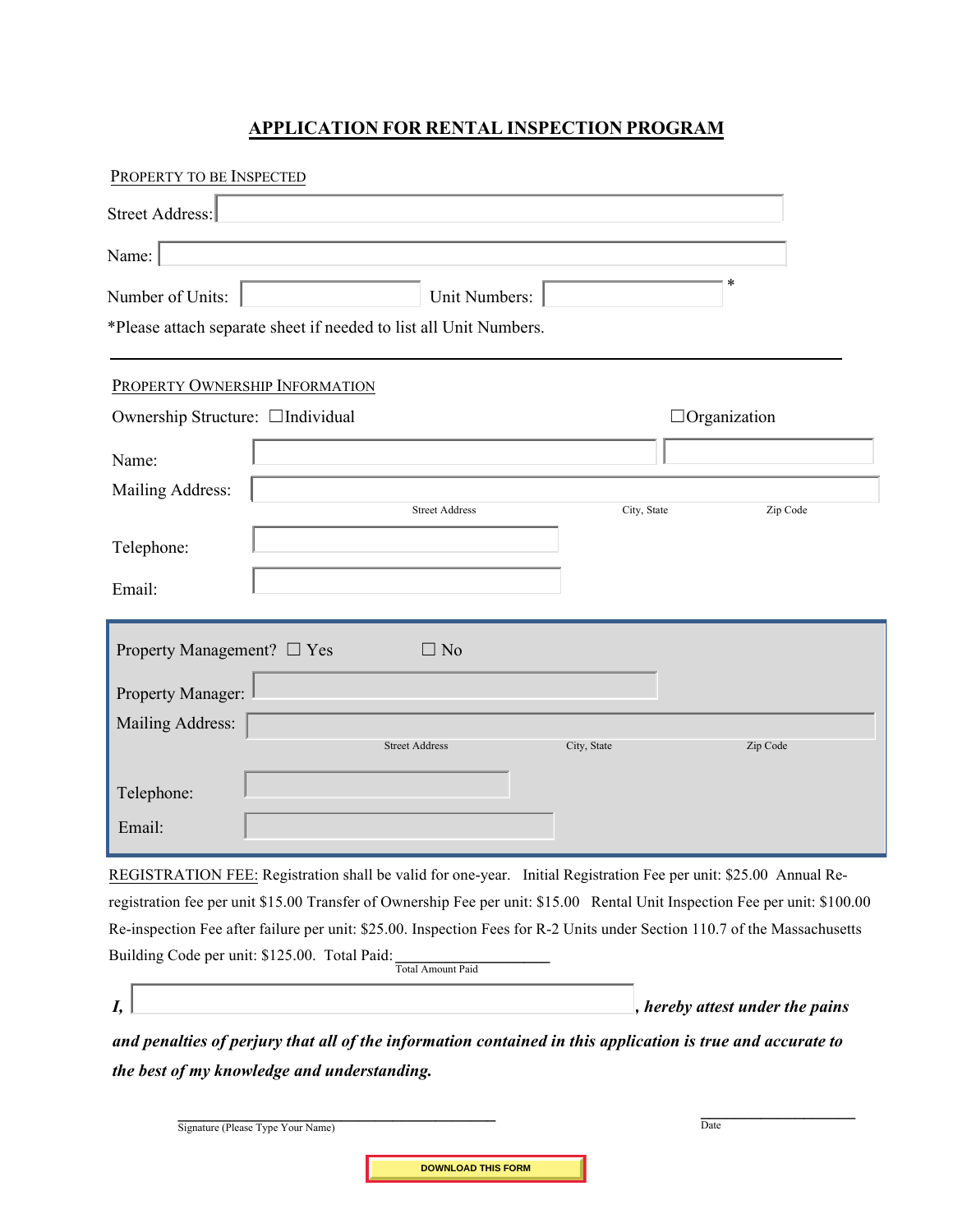# APPLICATION FOR RENTAL INSPECTION PROGRAM

PROPERTY TO BE INSPECTED

Street Address: ______________________________

Name: ______________________________

Number of Units: ______________ Unit Numbers: ______________ *

*Please attach separate sheet if needed to list all Unit Numbers.

---

PROPERTY OWNERSHIP INFORMATION

Ownership Structure: ☐Individual ☐Organization

Name: ______________ ______________

Mailing Address: ______________________________

Street Address City, State Zip Code

Telephone: ______________

Email: ______________

Property Management? ☐ Yes ☐ No

Property Manager: ______________

Mailing Address: ______________________________

Street Address City, State Zip Code

Telephone: ______________

Email: ______________

REGISTRATION FEE: Registration shall be valid for one-year. Initial Registration Fee per unit: $25.00 Annual Re-registration fee per unit $15.00 Transfer of Ownership Fee per unit: $15.00 Rental Unit Inspection Fee per unit: $100.00 Re-inspection Fee after failure per unit: $25.00. Inspection Fees for R-2 Units under Section 110.7 of the Massachusetts Building Code per unit: $125.00. Total Paid: ______________

Total Amount Paid

***I,*** ______________________________***, hereby attest under the pains and penalties of perjury that all of the information contained in this application is true and accurate to the best of my knowledge and understanding.***

______________________________ ______________

Signature (Please Type Your Name) Date

DOWNLOAD THIS FORM